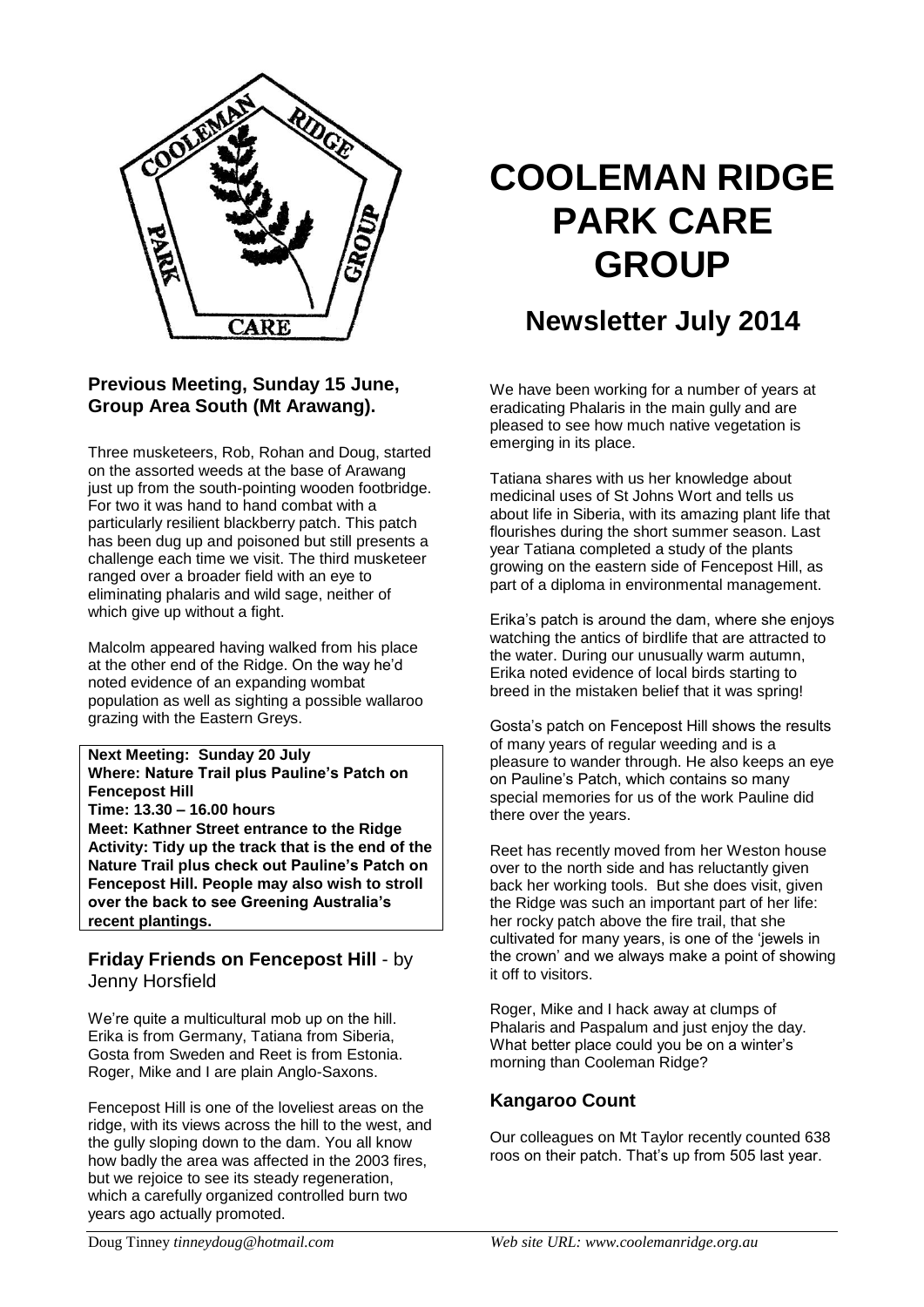# COOLEMAN RIDGE PARK CARE GROUP

## Newsletter July 2014

### Previous Meeting, Sunday 15 June, Group Area South (Mt Arawang).

Three musketeers, Rob, Rohan and Doug, started on the assorted weeds at the base of Arawang just up from the south-pointing wooden footbridge. For two it was hand to hand combat with a particularly resilient blackberry patch. This patch has been dug up and poisoned but still presents a challenge each time we visit. The third musketeer ranged over a broader field with an eye to eliminating phalaris and wild sage, neither of which give up without a fight.

Malcolm appeared having walked from his place at the other end of the Ridge. On the way he'd noted evidence of an expanding wombat population as well as sighting a possible wallaroo grazing with the Eastern Greys.

**Next Meeting: Sunday 20 July**
**Where: Nature Trail plus Pauline's Patch on Fencepost Hill**
**Time: 13.30 – 16.00 hours**
**Meet: Kathner Street entrance to the Ridge**
**Activity: Tidy up the track that is the end of the Nature Trail plus check out Pauline's Patch on Fencepost Hill. People may also wish to stroll over the back to see Greening Australia's recent plantings.**

### Friday Friends on Fencepost Hill - by Jenny Horsfield

We're quite a multicultural mob up on the hill. Erika is from Germany, Tatiana from Siberia, Gosta from Sweden and Reet is from Estonia. Roger, Mike and I are plain Anglo-Saxons.

Fencepost Hill is one of the loveliest areas on the ridge, with its views across the hill to the west, and the gully sloping down to the dam. You all know how badly the area was affected in the 2003 fires, but we rejoice to see its steady regeneration, which a carefully organized controlled burn two years ago actually promoted.

We have been working for a number of years at eradicating Phalaris in the main gully and are pleased to see how much native vegetation is emerging in its place.

Tatiana shares with us her knowledge about medicinal uses of St Johns Wort and tells us about life in Siberia, with its amazing plant life that flourishes during the short summer season. Last year Tatiana completed a study of the plants growing on the eastern side of Fencepost Hill, as part of a diploma in environmental management.

Erika's patch is around the dam, where she enjoys watching the antics of birdlife that are attracted to the water. During our unusually warm autumn, Erika noted evidence of local birds starting to breed in the mistaken belief that it was spring!

Gosta's patch on Fencepost Hill shows the results of many years of regular weeding and is a pleasure to wander through. He also keeps an eye on Pauline's Patch, which contains so many special memories for us of the work Pauline did there over the years.

Reet has recently moved from her Weston house over to the north side and has reluctantly given back her working tools. But she does visit, given the Ridge was such an important part of her life: her rocky patch above the fire trail, that she cultivated for many years, is one of the 'jewels in the crown' and we always make a point of showing it off to visitors.

Roger, Mike and I hack away at clumps of Phalaris and Paspalum and just enjoy the day. What better place could you be on a winter's morning than Cooleman Ridge?

### Kangaroo Count

Our colleagues on Mt Taylor recently counted 638 roos on their patch. That's up from 505 last year.

Doug Tinney *tinneydoug@hotmail.com*

*Web site URL: www.coolemanridge.org.au*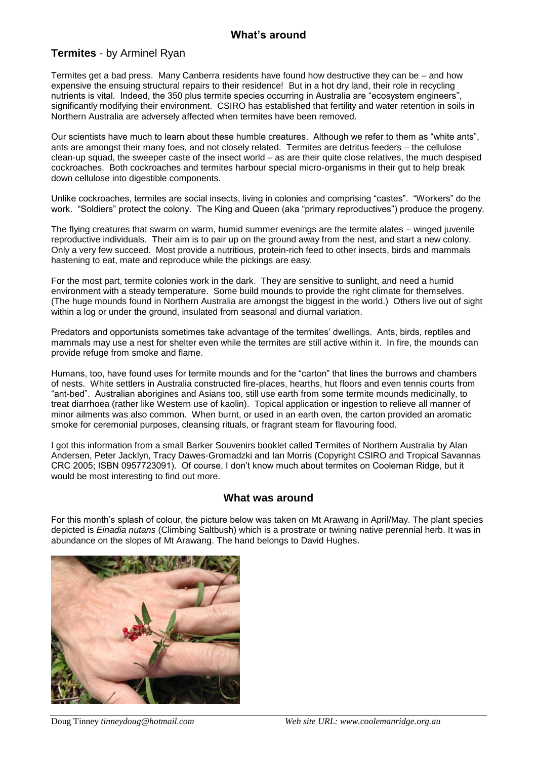## What's around

### Termites - by Arminel Ryan

Termites get a bad press. Many Canberra residents have found how destructive they can be – and how expensive the ensuing structural repairs to their residence! But in a hot dry land, their role in recycling nutrients is vital. Indeed, the 350 plus termite species occurring in Australia are "ecosystem engineers", significantly modifying their environment. CSIRO has established that fertility and water retention in soils in Northern Australia are adversely affected when termites have been removed.

Our scientists have much to learn about these humble creatures. Although we refer to them as "white ants", ants are amongst their many foes, and not closely related. Termites are detritus feeders – the cellulose clean-up squad, the sweeper caste of the insect world – as are their quite close relatives, the much despised cockroaches. Both cockroaches and termites harbour special micro-organisms in their gut to help break down cellulose into digestible components.

Unlike cockroaches, termites are social insects, living in colonies and comprising "castes". "Workers" do the work. "Soldiers" protect the colony. The King and Queen (aka "primary reproductives") produce the progeny.

The flying creatures that swarm on warm, humid summer evenings are the termite alates – winged juvenile reproductive individuals. Their aim is to pair up on the ground away from the nest, and start a new colony. Only a very few succeed. Most provide a nutritious, protein-rich feed to other insects, birds and mammals hastening to eat, mate and reproduce while the pickings are easy.

For the most part, termite colonies work in the dark. They are sensitive to sunlight, and need a humid environment with a steady temperature. Some build mounds to provide the right climate for themselves. (The huge mounds found in Northern Australia are amongst the biggest in the world.) Others live out of sight within a log or under the ground, insulated from seasonal and diurnal variation.

Predators and opportunists sometimes take advantage of the termites' dwellings. Ants, birds, reptiles and mammals may use a nest for shelter even while the termites are still active within it. In fire, the mounds can provide refuge from smoke and flame.

Humans, too, have found uses for termite mounds and for the "carton" that lines the burrows and chambers of nests. White settlers in Australia constructed fire-places, hearths, hut floors and even tennis courts from "ant-bed". Australian aborigines and Asians too, still use earth from some termite mounds medicinally, to treat diarrhoea (rather like Western use of kaolin). Topical application or ingestion to relieve all manner of minor ailments was also common. When burnt, or used in an earth oven, the carton provided an aromatic smoke for ceremonial purposes, cleansing rituals, or fragrant steam for flavouring food.

I got this information from a small Barker Souvenirs booklet called Termites of Northern Australia by Alan Andersen, Peter Jacklyn, Tracy Dawes-Gromadzki and Ian Morris (Copyright CSIRO and Tropical Savannas CRC 2005; ISBN 0957723091). Of course, I don't know much about termites on Cooleman Ridge, but it would be most interesting to find out more.

## What was around

For this month's splash of colour, the picture below was taken on Mt Arawang in April/May. The plant species depicted is *Einadia nutans* (Climbing Saltbush) which is a prostrate or twining native perennial herb. It was in abundance on the slopes of Mt Arawang. The hand belongs to David Hughes.

Doug Tinney *tinneydoug@hotmail.com* *Web site URL: www.coolemanridge.org.au*